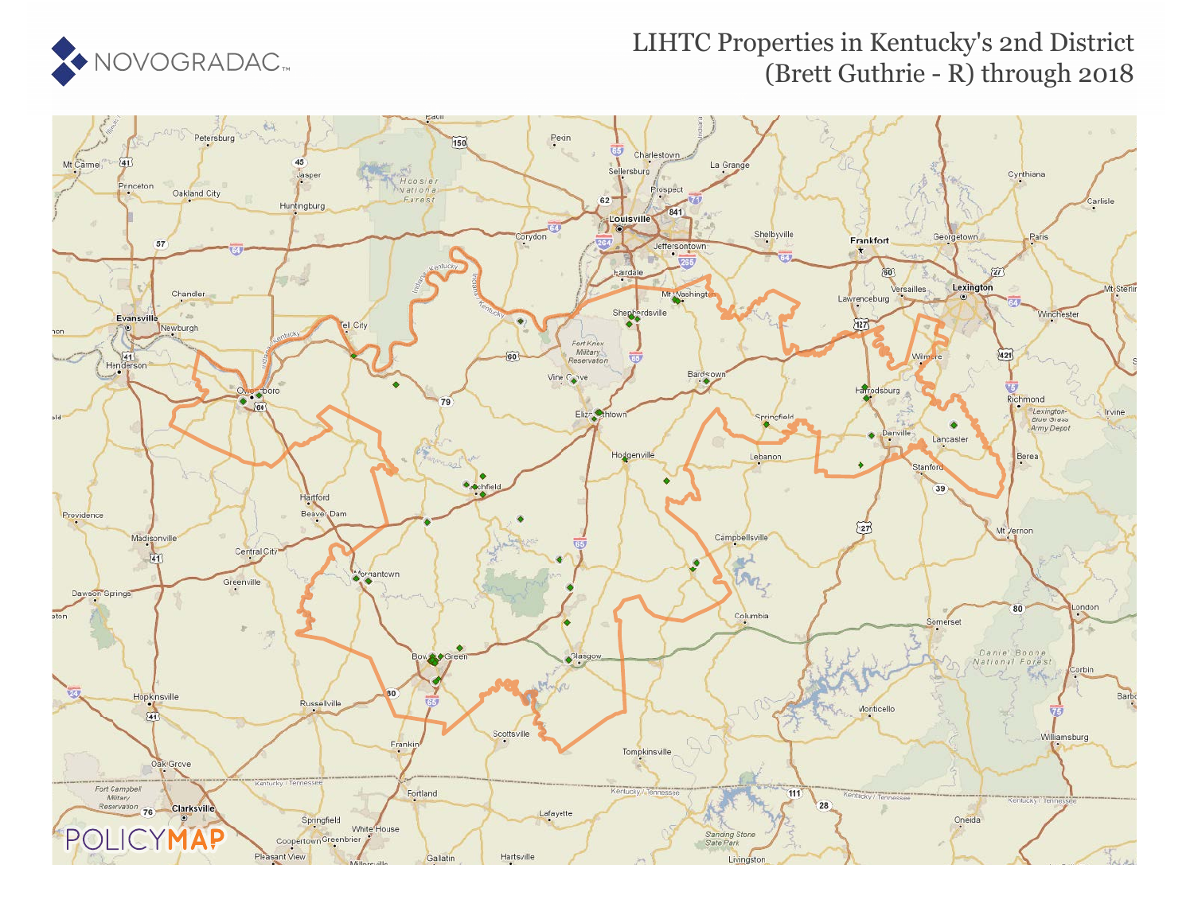NOVOGRADAC

# LIHTC Properties in Kentucky's 2nd District (Brett Guthrie - R) through 2018

POLICYMAP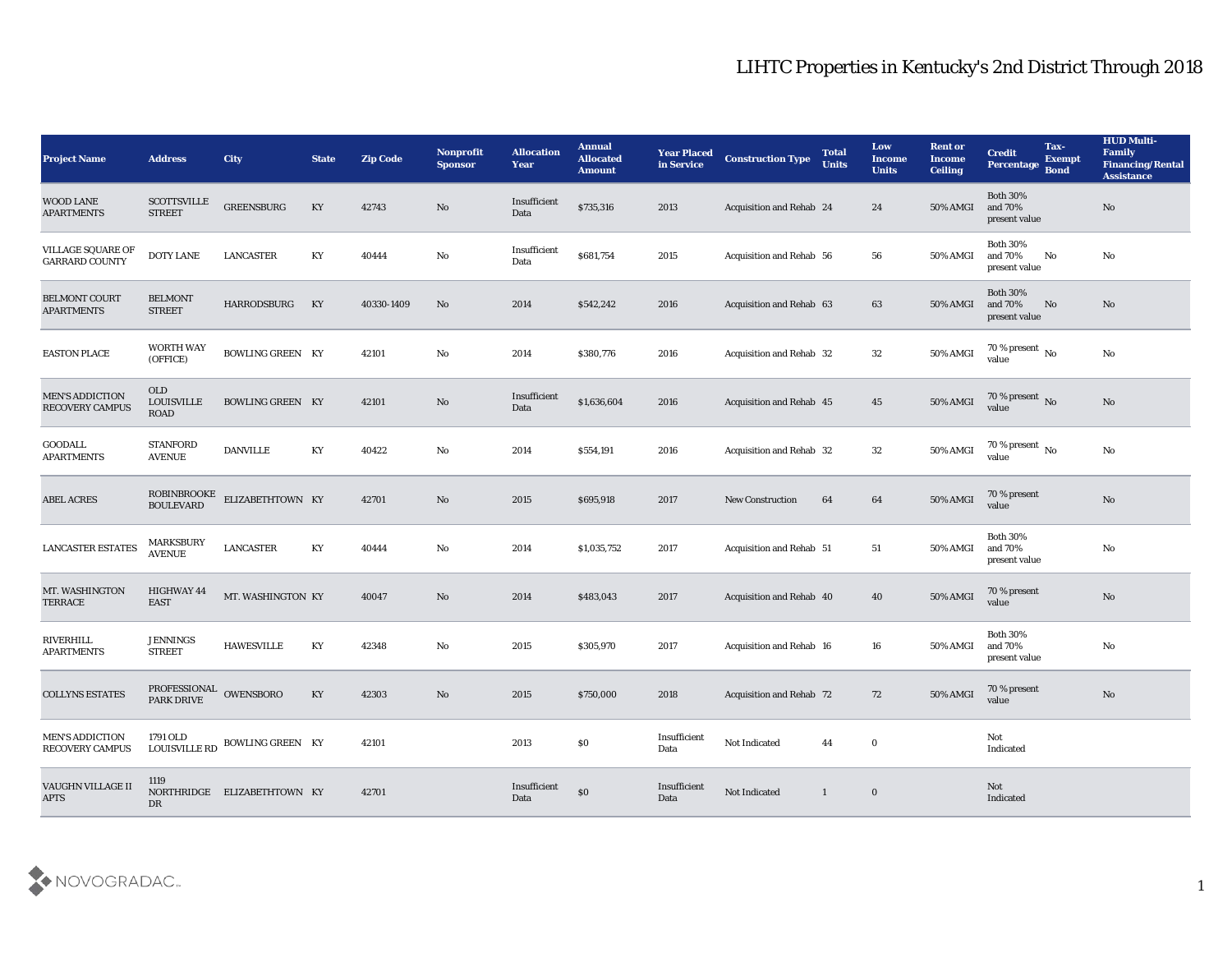# LIHTC Properties in Kentucky's 2nd District Through 2018

| Project Name | Address | City | State | Zip Code | Nonprofit Sponsor | Allocation Year | Annual Allocated Amount | Year Placed in Service | Construction Type | Total Units | Low Income Units | Rent or Income Ceiling | Credit Percentage | Tax-Exempt Bond | HUD Multi-Family Financing/Rental Assistance |
|---|---|---|---|---|---|---|---|---|---|---|---|---|---|---|---|
| WOOD LANE APARTMENTS | SCOTTSVILLE STREET | GREENSBURG | KY | 42743 | No | Insufficient Data | $735,316 | 2013 | Acquisition and Rehab | 24 | 24 | 50% AMGI | Both 30% and 70% present value | | No |
| VILLAGE SQUARE OF GARRARD COUNTY | DOTY LANE | LANCASTER | KY | 40444 | No | Insufficient Data | $681,754 | 2015 | Acquisition and Rehab | 56 | 56 | 50% AMGI | Both 30% and 70% present value | No | No |
| BELMONT COURT APARTMENTS | BELMONT STREET | HARRODSBURG | KY | 40330-1409 | No | 2014 | $542,242 | 2016 | Acquisition and Rehab | 63 | 63 | 50% AMGI | Both 30% and 70% present value | No | No |
| EASTON PLACE | WORTH WAY (OFFICE) | BOWLING GREEN | KY | 42101 | No | 2014 | $380,776 | 2016 | Acquisition and Rehab | 32 | 32 | 50% AMGI | 70 % present value | No | No |
| MEN'S ADDICTION RECOVERY CAMPUS | OLD LOUISVILLE ROAD | BOWLING GREEN | KY | 42101 | No | Insufficient Data | $1,636,604 | 2016 | Acquisition and Rehab | 45 | 45 | 50% AMGI | 70 % present value | No | No |
| GOODALL APARTMENTS | STANFORD AVENUE | DANVILLE | KY | 40422 | No | 2014 | $554,191 | 2016 | Acquisition and Rehab | 32 | 32 | 50% AMGI | 70 % present value | No | No |
| ABEL ACRES | ROBINBROOKE BOULEVARD | ELIZABETHTOWN | KY | 42701 | No | 2015 | $695,918 | 2017 | New Construction | 64 | 64 | 50% AMGI | 70 % present value | | No |
| LANCASTER ESTATES | MARKSBURY AVENUE | LANCASTER | KY | 40444 | No | 2014 | $1,035,752 | 2017 | Acquisition and Rehab | 51 | 51 | 50% AMGI | Both 30% and 70% present value | | No |
| MT. WASHINGTON TERRACE | HIGHWAY 44 EAST | MT. WASHINGTON | KY | 40047 | No | 2014 | $483,043 | 2017 | Acquisition and Rehab | 40 | 40 | 50% AMGI | 70 % present value | | No |
| RIVERHILL APARTMENTS | JENNINGS STREET | HAWESVILLE | KY | 42348 | No | 2015 | $305,970 | 2017 | Acquisition and Rehab | 16 | 16 | 50% AMGI | Both 30% and 70% present value | | No |
| COLLYNS ESTATES | PROFESSIONAL PARK DRIVE | OWENSBORO | KY | 42303 | No | 2015 | $750,000 | 2018 | Acquisition and Rehab | 72 | 72 | 50% AMGI | 70 % present value | | No |
| MEN'S ADDICTION RECOVERY CAMPUS | 1791 OLD LOUISVILLE RD | BOWLING GREEN | KY | 42101 | | 2013 | $0 | Insufficient Data | Not Indicated | 44 | 0 | | Not Indicated | | |
| VAUGHN VILLAGE II APTS | 1119 NORTHRIDGE DR | ELIZABETHTOWN | KY | 42701 | | Insufficient Data | $0 | Insufficient Data | Not Indicated | 1 | 0 | | Not Indicated | | |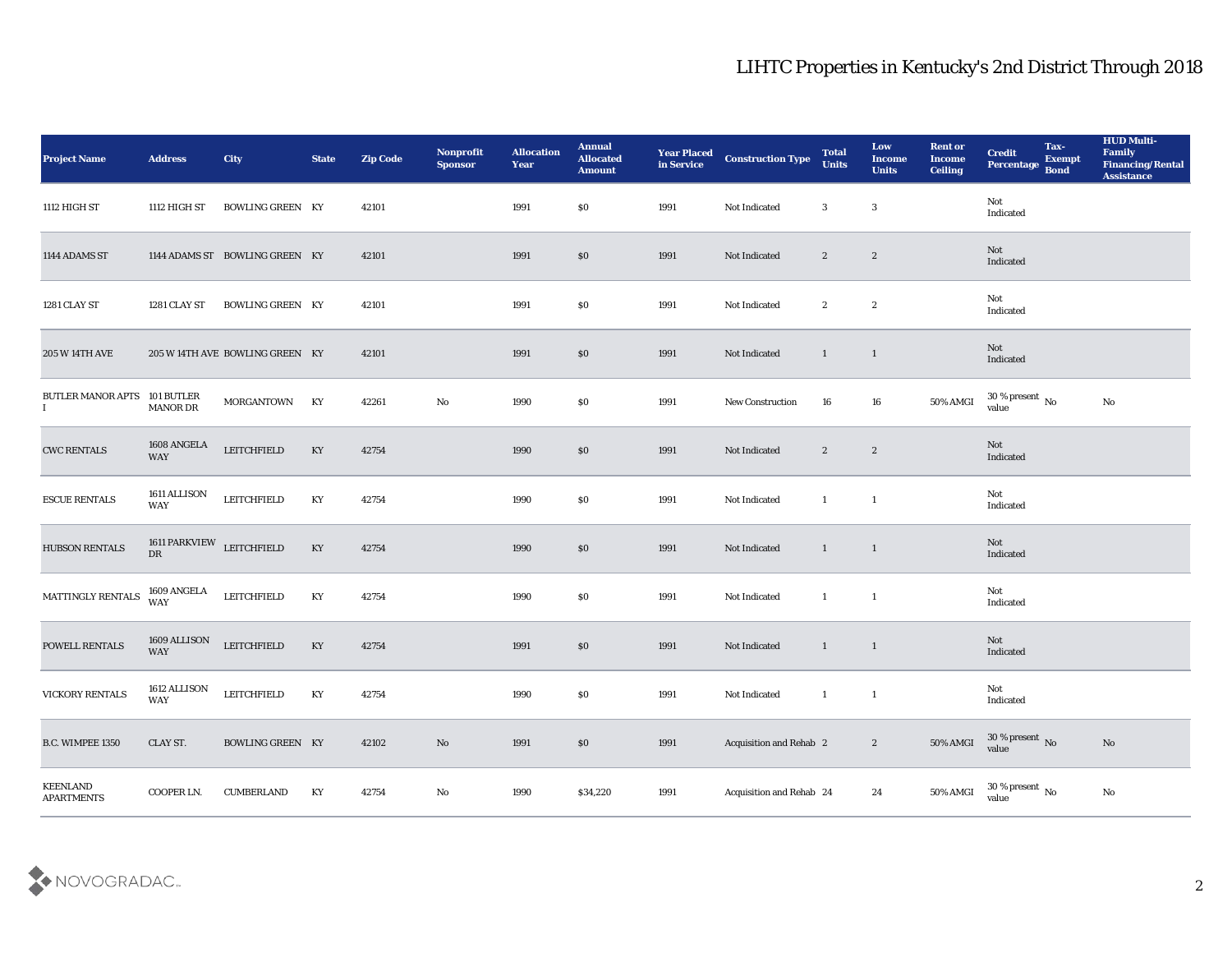| Project Name | Address | City | State | Zip Code | Nonprofit Sponsor | Allocation Year | Annual Allocated Amount | Year Placed in Service | Construction Type | Total Units | Low Income Units | Rent or Income Ceiling | Credit Percentage | Tax-Exempt Bond | HUD Multi-Family Financing/Rental Assistance |
|---|---|---|---|---|---|---|---|---|---|---|---|---|---|---|---|
| 1112 HIGH ST | 1112 HIGH ST | BOWLING GREEN | KY | 42101 | | 1991 | $0 | 1991 | Not Indicated | 3 | 3 | | Not Indicated | | |
| 1144 ADAMS ST | 1144 ADAMS ST | BOWLING GREEN | KY | 42101 | | 1991 | $0 | 1991 | Not Indicated | 2 | 2 | | Not Indicated | | |
| 1281 CLAY ST | 1281 CLAY ST | BOWLING GREEN | KY | 42101 | | 1991 | $0 | 1991 | Not Indicated | 2 | 2 | | Not Indicated | | |
| 205 W 14TH AVE | 205 W 14TH AVE | BOWLING GREEN | KY | 42101 | | 1991 | $0 | 1991 | Not Indicated | 1 | 1 | | Not Indicated | | |
| BUTLER MANOR APTS I | 101 BUTLER MANOR DR | MORGANTOWN | KY | 42261 | No | 1990 | $0 | 1991 | New Construction | 16 | 16 | 50% AMGI | 30 % present value | No | No |
| CWC RENTALS | 1608 ANGELA WAY | LEITCHFIELD | KY | 42754 | | 1990 | $0 | 1991 | Not Indicated | 2 | 2 | | Not Indicated | | |
| ESCUE RENTALS | 1611 ALLISON WAY | LEITCHFIELD | KY | 42754 | | 1990 | $0 | 1991 | Not Indicated | 1 | 1 | | Not Indicated | | |
| HUBSON RENTALS | 1611 PARKVIEW DR | LEITCHFIELD | KY | 42754 | | 1990 | $0 | 1991 | Not Indicated | 1 | 1 | | Not Indicated | | |
| MATTINGLY RENTALS | 1609 ANGELA WAY | LEITCHFIELD | KY | 42754 | | 1990 | $0 | 1991 | Not Indicated | 1 | 1 | | Not Indicated | | |
| POWELL RENTALS | 1609 ALLISON WAY | LEITCHFIELD | KY | 42754 | | 1991 | $0 | 1991 | Not Indicated | 1 | 1 | | Not Indicated | | |
| VICKORY RENTALS | 1612 ALLISON WAY | LEITCHFIELD | KY | 42754 | | 1990 | $0 | 1991 | Not Indicated | 1 | 1 | | Not Indicated | | |
| B.C. WIMPEE 1350 | CLAY ST. | BOWLING GREEN | KY | 42102 | No | 1991 | $0 | 1991 | Acquisition and Rehab | 2 | 2 | 50% AMGI | 30 % present value | No | No |
| KEENLAND APARTMENTS | COOPER LN. | CUMBERLAND | KY | 42754 | No | 1990 | $34,220 | 1991 | Acquisition and Rehab | 24 | 24 | 50% AMGI | 30 % present value | No | No |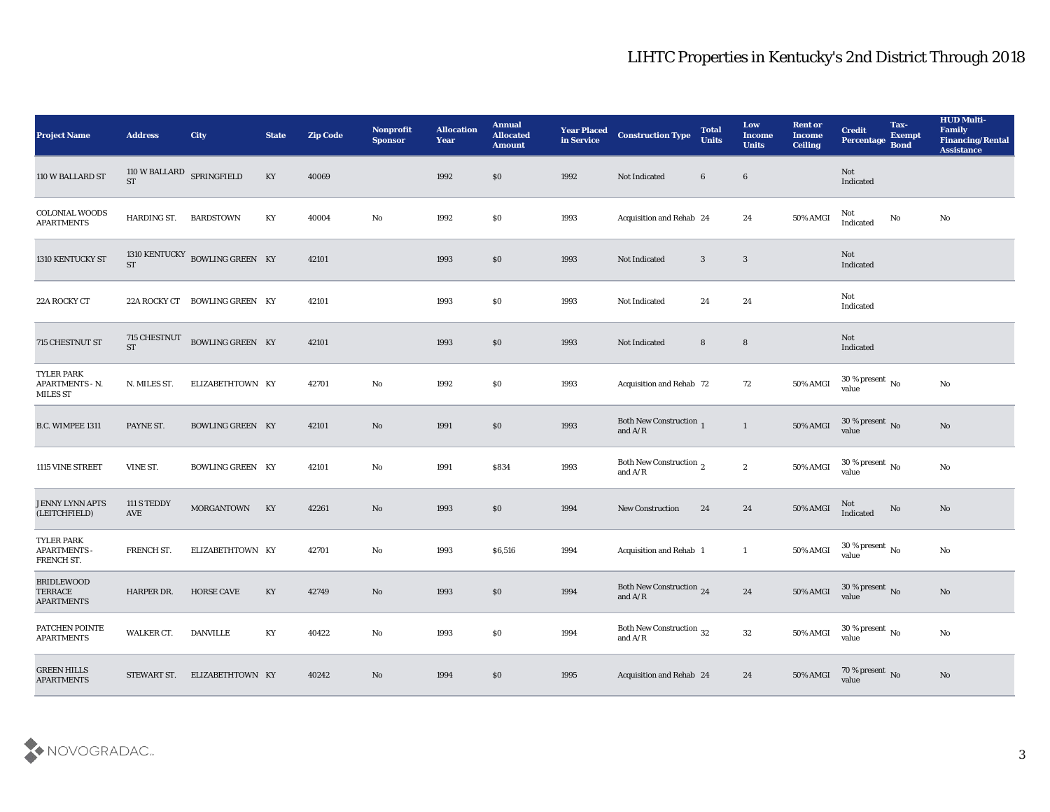## LIHTC Properties in Kentucky's 2nd District Through 2018

| Project Name | Address | City | State | Zip Code | Nonprofit Sponsor | Allocation Year | Annual Allocated Amount | Year Placed in Service | Construction Type | Total Units | Low Income Units | Rent or Income Ceiling | Credit Percentage | Tax-Exempt Bond | HUD Multi-Family Financing/Rental Assistance |
|---|---|---|---|---|---|---|---|---|---|---|---|---|---|---|---|
| 110 W BALLARD ST | 110 W BALLARD ST | SPRINGFIELD | KY | 40069 | | 1992 | $0 | 1992 | Not Indicated | 6 | 6 | | Not Indicated | | |
| COLONIAL WOODS APARTMENTS | HARDING ST. | BARDSTOWN | KY | 40004 | No | 1992 | $0 | 1993 | Acquisition and Rehab | 24 | 24 | 50% AMGI | Not Indicated | No | No |
| 1310 KENTUCKY ST | 1310 KENTUCKY ST | BOWLING GREEN | KY | 42101 | | 1993 | $0 | 1993 | Not Indicated | 3 | 3 | | Not Indicated | | |
| 22A ROCKY CT | 22A ROCKY CT | BOWLING GREEN | KY | 42101 | | 1993 | $0 | 1993 | Not Indicated | 24 | 24 | | Not Indicated | | |
| 715 CHESTNUT ST | 715 CHESTNUT ST | BOWLING GREEN | KY | 42101 | | 1993 | $0 | 1993 | Not Indicated | 8 | 8 | | Not Indicated | | |
| TYLER PARK APARTMENTS - N. MILES ST | N. MILES ST. | ELIZABETHTOWN | KY | 42701 | No | 1992 | $0 | 1993 | Acquisition and Rehab | 72 | 72 | 50% AMGI | 30 % present value | No | No |
| B.C. WIMPEE 1311 | PAYNE ST. | BOWLING GREEN | KY | 42101 | No | 1991 | $0 | 1993 | Both New Construction and A/R | 1 | 1 | 50% AMGI | 30 % present value | No | No |
| 1115 VINE STREET | VINE ST. | BOWLING GREEN | KY | 42101 | No | 1991 | $834 | 1993 | Both New Construction and A/R | 2 | 2 | 50% AMGI | 30 % present value | No | No |
| JENNY LYNN APTS (LEITCHFIELD) | 111 S TEDDY AVE | MORGANTOWN | KY | 42261 | No | 1993 | $0 | 1994 | New Construction | 24 | 24 | 50% AMGI | Not Indicated | No | No |
| TYLER PARK APARTMENTS - FRENCH ST. | FRENCH ST. | ELIZABETHTOWN | KY | 42701 | No | 1993 | $6,516 | 1994 | Acquisition and Rehab | 1 | 1 | 50% AMGI | 30 % present value | No | No |
| BRIDLEWOOD TERRACE APARTMENTS | HARPER DR. | HORSE CAVE | KY | 42749 | No | 1993 | $0 | 1994 | Both New Construction and A/R | 24 | 24 | 50% AMGI | 30 % present value | No | No |
| PATCHEN POINTE APARTMENTS | WALKER CT. | DANVILLE | KY | 40422 | No | 1993 | $0 | 1994 | Both New Construction and A/R | 32 | 32 | 50% AMGI | 30 % present value | No | No |
| GREEN HILLS APARTMENTS | STEWART ST. | ELIZABETHTOWN | KY | 40242 | No | 1994 | $0 | 1995 | Acquisition and Rehab | 24 | 24 | 50% AMGI | 70 % present value | No | No |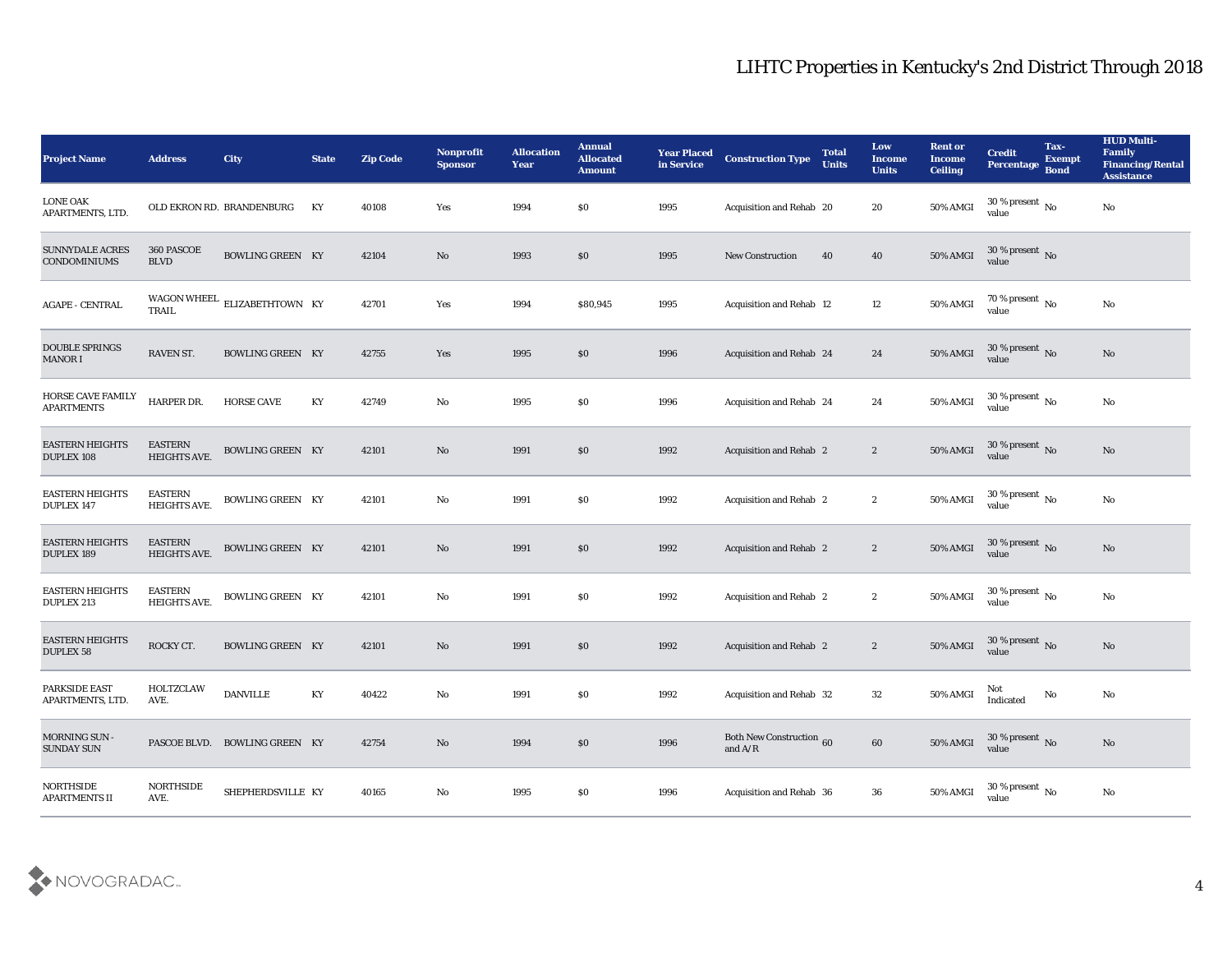# LIHTC Properties in Kentucky's 2nd District Through 2018

| Project Name | Address | City | State | Zip Code | Nonprofit Sponsor | Allocation Year | Annual Allocated Amount | Year Placed in Service | Construction Type | Total Units | Low Income Units | Rent or Income Ceiling | Credit Percentage | Tax-Exempt Bond | HUD Multi-Family Financing/Rental Assistance |
|---|---|---|---|---|---|---|---|---|---|---|---|---|---|---|---|
| LONE OAK APARTMENTS, LTD. | OLD EKRON RD. | BRANDENBURG | KY | 40108 | Yes | 1994 | $0 | 1995 | Acquisition and Rehab | 20 | 20 | 50% AMGI | 30 % present value | No | No |
| SUNNYDALE ACRES CONDOMINIUMS | 360 PASCOE BLVD | BOWLING GREEN | KY | 42104 | No | 1993 | $0 | 1995 | New Construction | 40 | 40 | 50% AMGI | 30 % present value | No | |
| AGAPE - CENTRAL | WAGON WHEEL TRAIL | ELIZABETHTOWN | KY | 42701 | Yes | 1994 | $80,945 | 1995 | Acquisition and Rehab | 12 | 12 | 50% AMGI | 70 % present value | No | No |
| DOUBLE SPRINGS MANOR I | RAVEN ST. | BOWLING GREEN | KY | 42755 | Yes | 1995 | $0 | 1996 | Acquisition and Rehab | 24 | 24 | 50% AMGI | 30 % present value | No | No |
| HORSE CAVE FAMILY APARTMENTS | HARPER DR. | HORSE CAVE | KY | 42749 | No | 1995 | $0 | 1996 | Acquisition and Rehab | 24 | 24 | 50% AMGI | 30 % present value | No | No |
| EASTERN HEIGHTS DUPLEX 108 | EASTERN HEIGHTS AVE. | BOWLING GREEN | KY | 42101 | No | 1991 | $0 | 1992 | Acquisition and Rehab | 2 | 2 | 50% AMGI | 30 % present value | No | No |
| EASTERN HEIGHTS DUPLEX 147 | EASTERN HEIGHTS AVE. | BOWLING GREEN | KY | 42101 | No | 1991 | $0 | 1992 | Acquisition and Rehab | 2 | 2 | 50% AMGI | 30 % present value | No | No |
| EASTERN HEIGHTS DUPLEX 189 | EASTERN HEIGHTS AVE. | BOWLING GREEN | KY | 42101 | No | 1991 | $0 | 1992 | Acquisition and Rehab | 2 | 2 | 50% AMGI | 30 % present value | No | No |
| EASTERN HEIGHTS DUPLEX 213 | EASTERN HEIGHTS AVE. | BOWLING GREEN | KY | 42101 | No | 1991 | $0 | 1992 | Acquisition and Rehab | 2 | 2 | 50% AMGI | 30 % present value | No | No |
| EASTERN HEIGHTS DUPLEX 58 | ROCKY CT. | BOWLING GREEN | KY | 42101 | No | 1991 | $0 | 1992 | Acquisition and Rehab | 2 | 2 | 50% AMGI | 30 % present value | No | No |
| PARKSIDE EAST APARTMENTS, LTD. | HOLTZCLAW AVE. | DANVILLE | KY | 40422 | No | 1991 | $0 | 1992 | Acquisition and Rehab | 32 | 32 | 50% AMGI | Not Indicated | No | No |
| MORNING SUN - SUNDAY SUN | PASCOE BLVD. | BOWLING GREEN | KY | 42754 | No | 1994 | $0 | 1996 | Both New Construction and A/R | 60 | 60 | 50% AMGI | 30 % present value | No | No |
| NORTHSIDE APARTMENTS II | NORTHSIDE AVE. | SHEPHERDSVILLE | KY | 40165 | No | 1995 | $0 | 1996 | Acquisition and Rehab | 36 | 36 | 50% AMGI | 30 % present value | No | No |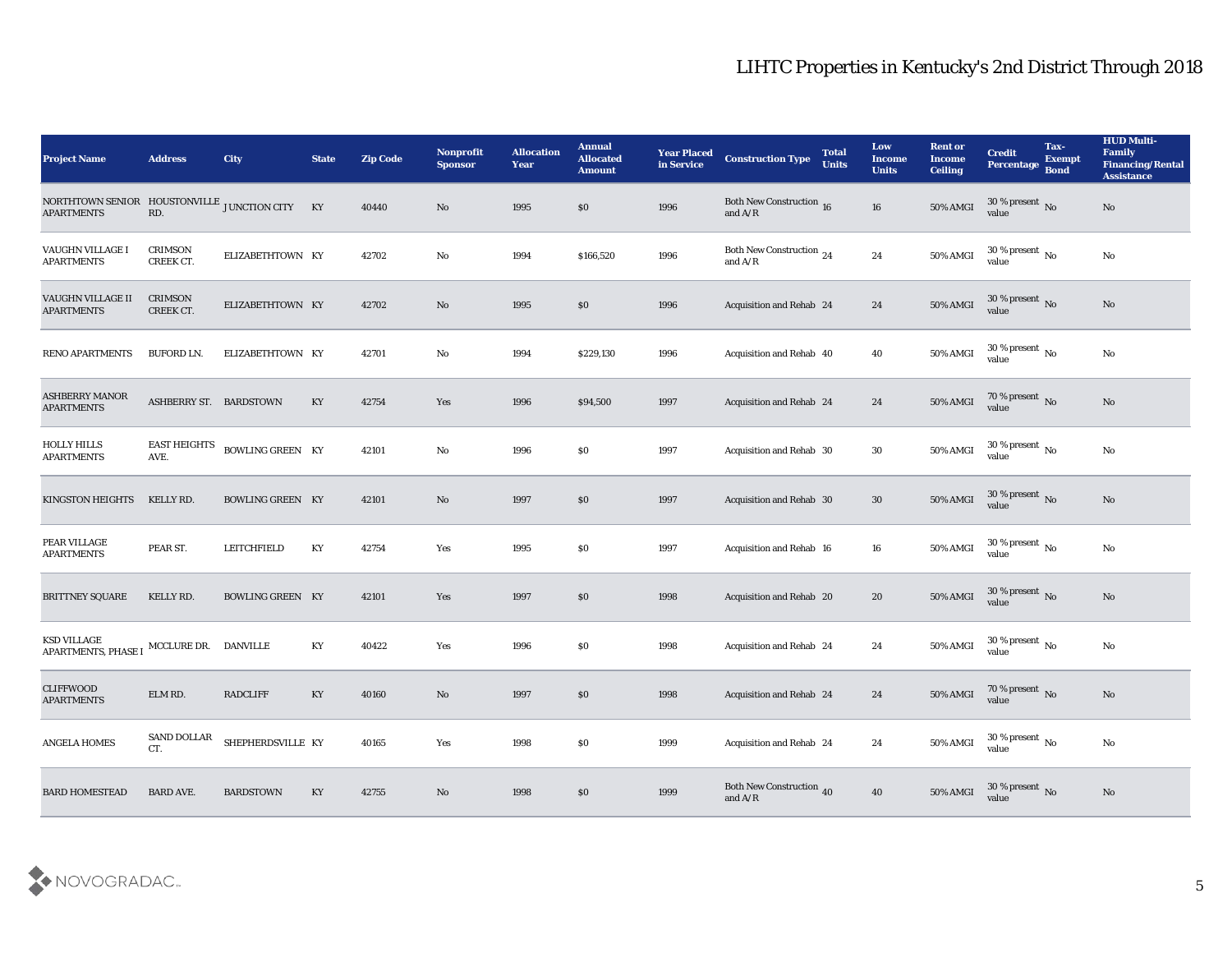| Project Name | Address | City | State | Zip Code | Nonprofit Sponsor | Allocation Year | Annual Allocated Amount | Year Placed in Service | Construction Type | Total Units | Low Income Units | Rent or Income Ceiling | Credit Percentage | Tax-Exempt Bond | HUD Multi-Family Financing/Rental Assistance |
|---|---|---|---|---|---|---|---|---|---|---|---|---|---|---|---|
| NORTHTOWN SENIOR APARTMENTS | HOUSTONVILLE RD. | JUNCTION CITY | KY | 40440 | No | 1995 | $0 | 1996 | Both New Construction and A/R | 16 | 16 | 50% AMGI | 30 % present value | No | No |
| VAUGHN VILLAGE I APARTMENTS | CRIMSON CREEK CT. | ELIZABETHTOWN | KY | 42702 | No | 1994 | $166,520 | 1996 | Both New Construction and A/R | 24 | 24 | 50% AMGI | 30 % present value | No | No |
| VAUGHN VILLAGE II APARTMENTS | CRIMSON CREEK CT. | ELIZABETHTOWN | KY | 42702 | No | 1995 | $0 | 1996 | Acquisition and Rehab | 24 | 24 | 50% AMGI | 30 % present value | No | No |
| RENO APARTMENTS | BUFORD LN. | ELIZABETHTOWN | KY | 42701 | No | 1994 | $229,130 | 1996 | Acquisition and Rehab | 40 | 40 | 50% AMGI | 30 % present value | No | No |
| ASHBERRY MANOR APARTMENTS | ASHBERRY ST. | BARDSTOWN | KY | 42754 | Yes | 1996 | $94,500 | 1997 | Acquisition and Rehab | 24 | 24 | 50% AMGI | 70 % present value | No | No |
| HOLLY HILLS APARTMENTS | EAST HEIGHTS AVE. | BOWLING GREEN | KY | 42101 | No | 1996 | $0 | 1997 | Acquisition and Rehab | 30 | 30 | 50% AMGI | 30 % present value | No | No |
| KINGSTON HEIGHTS | KELLY RD. | BOWLING GREEN | KY | 42101 | No | 1997 | $0 | 1997 | Acquisition and Rehab | 30 | 30 | 50% AMGI | 30 % present value | No | No |
| PEAR VILLAGE APARTMENTS | PEAR ST. | LEITCHFIELD | KY | 42754 | Yes | 1995 | $0 | 1997 | Acquisition and Rehab | 16 | 16 | 50% AMGI | 30 % present value | No | No |
| BRITTNEY SQUARE | KELLY RD. | BOWLING GREEN | KY | 42101 | Yes | 1997 | $0 | 1998 | Acquisition and Rehab | 20 | 20 | 50% AMGI | 30 % present value | No | No |
| KSD VILLAGE APARTMENTS, PHASE I | MCCLURE DR. | DANVILLE | KY | 40422 | Yes | 1996 | $0 | 1998 | Acquisition and Rehab | 24 | 24 | 50% AMGI | 30 % present value | No | No |
| CLIFFWOOD APARTMENTS | ELM RD. | RADCLIFF | KY | 40160 | No | 1997 | $0 | 1998 | Acquisition and Rehab | 24 | 24 | 50% AMGI | 70 % present value | No | No |
| ANGELA HOMES | SAND DOLLAR CT. | SHEPHERDSVILLE | KY | 40165 | Yes | 1998 | $0 | 1999 | Acquisition and Rehab | 24 | 24 | 50% AMGI | 30 % present value | No | No |
| BARD HOMESTEAD | BARD AVE. | BARDSTOWN | KY | 42755 | No | 1998 | $0 | 1999 | Both New Construction and A/R | 40 | 40 | 50% AMGI | 30 % present value | No | No |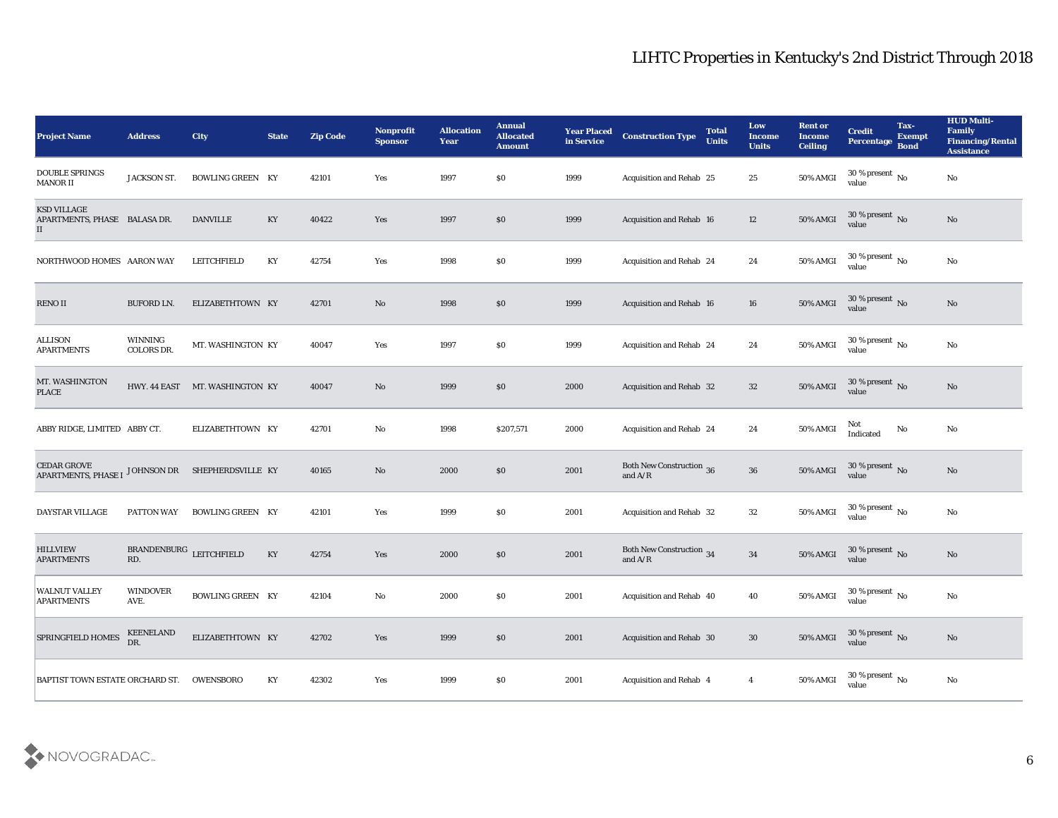# LIHTC Properties in Kentucky's 2nd District Through 2018

| Project Name | Address | City | State | Zip Code | Nonprofit Sponsor | Allocation Year | Annual Allocated Amount | Year Placed in Service | Construction Type | Total Units | Low Income Units | Rent or Income Ceiling | Credit Percentage | Tax-Exempt Bond | HUD Multi-Family Financing/Rental Assistance |
|---|---|---|---|---|---|---|---|---|---|---|---|---|---|---|---|
| DOUBLE SPRINGS MANOR II | JACKSON ST. | BOWLING GREEN | KY | 42101 | Yes | 1997 | $0 | 1999 | Acquisition and Rehab | 25 | 25 | 50% AMGI | 30 % present value | No | No |
| KSD VILLAGE APARTMENTS, PHASE II | BALASA DR. | DANVILLE | KY | 40422 | Yes | 1997 | $0 | 1999 | Acquisition and Rehab | 16 | 12 | 50% AMGI | 30 % present value | No | No |
| NORTHWOOD HOMES | AARON WAY | LEITCHFIELD | KY | 42754 | Yes | 1998 | $0 | 1999 | Acquisition and Rehab | 24 | 24 | 50% AMGI | 30 % present value | No | No |
| RENO II | BUFORD LN. | ELIZABETHTOWN | KY | 42701 | No | 1998 | $0 | 1999 | Acquisition and Rehab | 16 | 16 | 50% AMGI | 30 % present value | No | No |
| ALLISON APARTMENTS | WINNING COLORS DR. | MT. WASHINGTON | KY | 40047 | Yes | 1997 | $0 | 1999 | Acquisition and Rehab | 24 | 24 | 50% AMGI | 30 % present value | No | No |
| MT. WASHINGTON PLACE | HWY. 44 EAST | MT. WASHINGTON | KY | 40047 | No | 1999 | $0 | 2000 | Acquisition and Rehab | 32 | 32 | 50% AMGI | 30 % present value | No | No |
| ABBY RIDGE, LIMITED | ABBY CT. | ELIZABETHTOWN | KY | 42701 | No | 1998 | $207,571 | 2000 | Acquisition and Rehab | 24 | 24 | 50% AMGI | Not Indicated | No | No |
| CEDAR GROVE APARTMENTS, PHASE I | JOHNSON DR | SHEPHERDSVILLE | KY | 40165 | No | 2000 | $0 | 2001 | Both New Construction and A/R | 36 | 36 | 50% AMGI | 30 % present value | No | No |
| DAYSTAR VILLAGE | PATTON WAY | BOWLING GREEN | KY | 42101 | Yes | 1999 | $0 | 2001 | Acquisition and Rehab | 32 | 32 | 50% AMGI | 30 % present value | No | No |
| HILLVIEW APARTMENTS | BRANDENBURG RD. | LEITCHFIELD | KY | 42754 | Yes | 2000 | $0 | 2001 | Both New Construction and A/R | 34 | 34 | 50% AMGI | 30 % present value | No | No |
| WALNUT VALLEY APARTMENTS | WINDOVER AVE. | BOWLING GREEN | KY | 42104 | No | 2000 | $0 | 2001 | Acquisition and Rehab | 40 | 40 | 50% AMGI | 30 % present value | No | No |
| SPRINGFIELD HOMES | KEENELAND DR. | ELIZABETHTOWN | KY | 42702 | Yes | 1999 | $0 | 2001 | Acquisition and Rehab | 30 | 30 | 50% AMGI | 30 % present value | No | No |
| BAPTIST TOWN ESTATE | ORCHARD ST. | OWENSBORO | KY | 42302 | Yes | 1999 | $0 | 2001 | Acquisition and Rehab | 4 | 4 | 50% AMGI | 30 % present value | No | No |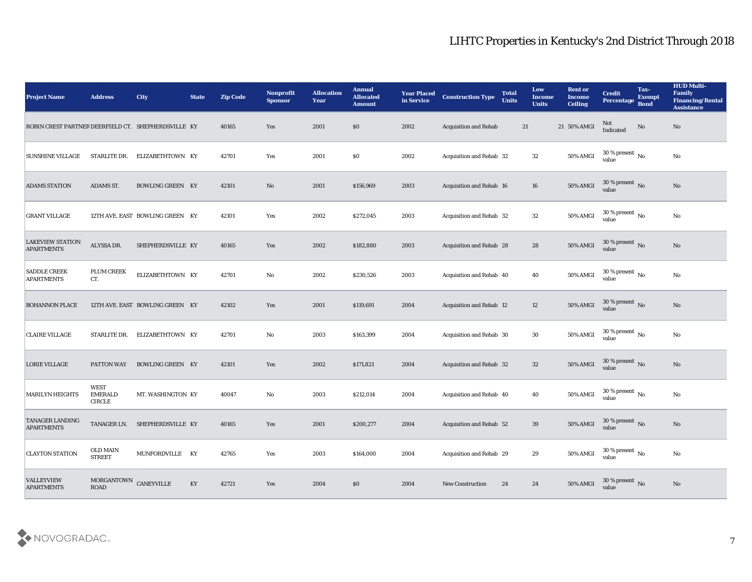# LIHTC Properties in Kentucky's 2nd District Through 2018

| Project Name | Address | City | State | Zip Code | Nonprofit Sponsor | Allocation Year | Annual Allocated Amount | Year Placed in Service | Construction Type | Total Units | Low Income Units | Rent or Income Ceiling | Credit Percentage | Tax-Exempt Bond | HUD Multi-Family Financing/Rental Assistance |
|---|---|---|---|---|---|---|---|---|---|---|---|---|---|---|---|
| ROBIN CREST PARTNER | DEERFIELD CT. | SHEPHERDSVILLE | KY | 40165 | Yes | 2001 | $0 | 2002 | Acquisition and Rehab | 21 | 21 | 50% AMGI | Not Indicated | No | No |
| SUNSHINE VILLAGE | STARLITE DR. | ELIZABETHTOWN | KY | 42701 | Yes | 2001 | $0 | 2002 | Acquisition and Rehab | 32 | 32 | 50% AMGI | 30 % present value | No | No |
| ADAMS STATION | ADAMS ST. | BOWLING GREEN | KY | 42101 | No | 2001 | $156,969 | 2003 | Acquisition and Rehab | 16 | 16 | 50% AMGI | 30 % present value | No | No |
| GRANT VILLAGE | 12TH AVE. EAST | BOWLING GREEN | KY | 42101 | Yes | 2002 | $272,045 | 2003 | Acquisition and Rehab | 32 | 32 | 50% AMGI | 30 % present value | No | No |
| LAKEVIEW STATION APARTMENTS | ALYSSA DR. | SHEPHERDSVILLE | KY | 40165 | Yes | 2002 | $182,880 | 2003 | Acquisition and Rehab | 28 | 28 | 50% AMGI | 30 % present value | No | No |
| SADDLE CREEK APARTMENTS | PLUM CREEK CT. | ELIZABETHTOWN | KY | 42701 | No | 2002 | $230,526 | 2003 | Acquisition and Rehab | 40 | 40 | 50% AMGI | 30 % present value | No | No |
| BOHANNON PLACE | 12TH AVE. EAST | BOWLING GREEN | KY | 42102 | Yes | 2001 | $119,691 | 2004 | Acquisition and Rehab | 12 | 12 | 50% AMGI | 30 % present value | No | No |
| CLAIRE VILLAGE | STARLITE DR. | ELIZABETHTOWN | KY | 42701 | No | 2003 | $163,399 | 2004 | Acquisition and Rehab | 30 | 30 | 50% AMGI | 30 % present value | No | No |
| LORIE VILLAGE | PATTON WAY | BOWLING GREEN | KY | 42101 | Yes | 2002 | $171,821 | 2004 | Acquisition and Rehab | 32 | 32 | 50% AMGI | 30 % present value | No | No |
| MARILYN HEIGHTS | WEST EMERALD CIRCLE | MT. WASHINGTON | KY | 40047 | No | 2003 | $212,014 | 2004 | Acquisition and Rehab | 40 | 40 | 50% AMGI | 30 % present value | No | No |
| TANAGER LANDING APARTMENTS | TANAGER LN. | SHEPHERDSVILLE | KY | 40165 | Yes | 2001 | $200,277 | 2004 | Acquisition and Rehab | 52 | 39 | 50% AMGI | 30 % present value | No | No |
| CLAYTON STATION | OLD MAIN STREET | MUNFORDVILLE | KY | 42765 | Yes | 2003 | $164,000 | 2004 | Acquisition and Rehab | 29 | 29 | 50% AMGI | 30 % present value | No | No |
| VALLEYVIEW APARTMENTS | MORGANTOWN ROAD | CANEYVILLE | KY | 42721 | Yes | 2004 | $0 | 2004 | New Construction | 24 | 24 | 50% AMGI | 30 % present value | No | No |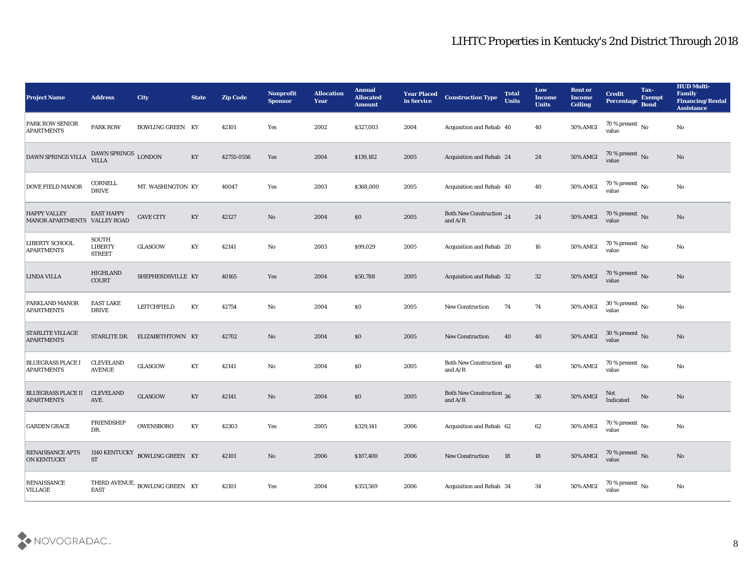# LIHTC Properties in Kentucky's 2nd District Through 2018

| Project Name | Address | City | State | Zip Code | Nonprofit Sponsor | Allocation Year | Annual Allocated Amount | Year Placed in Service | Construction Type | Total Units | Low Income Units | Rent or Income Ceiling | Credit Percentage | Tax-Exempt Bond | HUD Multi-Family Financing/Rental Assistance |
|---|---|---|---|---|---|---|---|---|---|---|---|---|---|---|---|
| PARK ROW SENIOR APARTMENTS | PARK ROW | BOWLING GREEN | KY | 42101 | Yes | 2002 | $327,003 | 2004 | Acquisition and Rehab | 40 | 40 | 50% AMGI | 70 % present value | No | No |
| DAWN SPRINGS VILLA | DAWN SPRINGS VILLA | LONDON | KY | 42755-0556 | Yes | 2004 | $139,182 | 2005 | Acquisition and Rehab | 24 | 24 | 50% AMGI | 70 % present value | No | No |
| DOVE FIELD MANOR | CORNELL DRIVE | MT. WASHINGTON | KY | 40047 | Yes | 2003 | $368,000 | 2005 | Acquisition and Rehab | 40 | 40 | 50% AMGI | 70 % present value | No | No |
| HAPPY VALLEY MANOR APARTMENTS | EAST HAPPY VALLEY ROAD | CAVE CITY | KY | 42127 | No | 2004 | $0 | 2005 | Both New Construction and A/R | 24 | 24 | 50% AMGI | 70 % present value | No | No |
| LIBERTY SCHOOL APARTMENTS | SOUTH LIBERTY STREET | GLASGOW | KY | 42141 | No | 2003 | $99,029 | 2005 | Acquisition and Rehab | 20 | 16 | 50% AMGI | 70 % present value | No | No |
| LINDA VILLA | HIGHLAND COURT | SHEPHERDSVILLE | KY | 40165 | Yes | 2004 | $50,788 | 2005 | Acquisition and Rehab | 32 | 32 | 50% AMGI | 70 % present value | No | No |
| PARKLAND MANOR APARTMENTS | EAST LAKE DRIVE | LEITCHFIELD | KY | 42754 | No | 2004 | $0 | 2005 | New Construction | 74 | 74 | 50% AMGI | 30 % present value | No | No |
| STARLITE VILLAGE APARTMENTS | STARLITE DR. | ELIZABETHTOWN | KY | 42702 | No | 2004 | $0 | 2005 | New Construction | 40 | 40 | 50% AMGI | 30 % present value | No | No |
| BLUEGRASS PLACE I APARTMENTS | CLEVELAND AVENUE | GLASGOW | KY | 42141 | No | 2004 | $0 | 2005 | Both New Construction and A/R | 48 | 48 | 50% AMGI | 70 % present value | No | No |
| BLUEGRASS PLACE II APARTMENTS | CLEVELAND AVE. | GLASGOW | KY | 42141 | No | 2004 | $0 | 2005 | Both New Construction and A/R | 36 | 36 | 50% AMGI | Not Indicated | No | No |
| GARDEN GRACE | FRIENDSHIP DR. | OWENSBORO | KY | 42303 | Yes | 2005 | $329,141 | 2006 | Acquisition and Rehab | 62 | 62 | 50% AMGI | 70 % present value | No | No |
| RENAISSANCE APTS ON KENTUCKY | 1140 KENTUCKY ST | BOWLING GREEN | KY | 42101 | No | 2006 | $107,400 | 2006 | New Construction | 18 | 18 | 50% AMGI | 70 % present value | No | No |
| RENAISSANCE VILLAGE | THIRD AVENUE, EAST | BOWLING GREEN | KY | 42101 | Yes | 2004 | $353,569 | 2006 | Acquisition and Rehab | 34 | 34 | 50% AMGI | 70 % present value | No | No |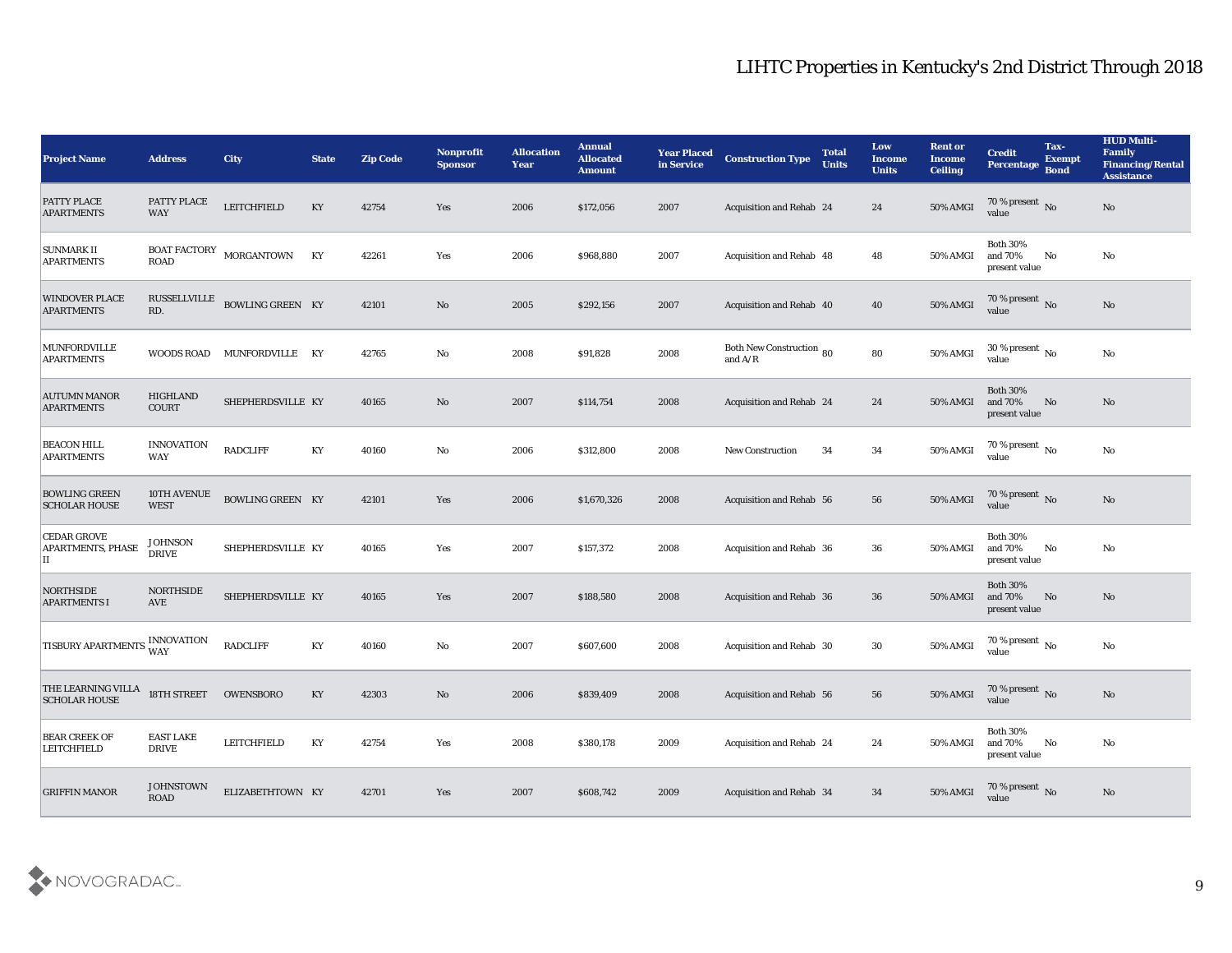# LIHTC Properties in Kentucky's 2nd District Through 2018

| Project Name | Address | City | State | Zip Code | Nonprofit Sponsor | Allocation Year | Annual Allocated Amount | Year Placed in Service | Construction Type | Total Units | Low Income Units | Rent or Income Ceiling | Credit Percentage | Tax-Exempt Bond | HUD Multi-Family Financing/Rental Assistance |
|---|---|---|---|---|---|---|---|---|---|---|---|---|---|---|---|
| PATTY PLACE APARTMENTS | PATTY PLACE WAY | LEITCHFIELD | KY | 42754 | Yes | 2006 | $172,056 | 2007 | Acquisition and Rehab | 24 | 24 | 50% AMGI | 70 % present value | No | No |
| SUNMARK II APARTMENTS | BOAT FACTORY ROAD | MORGANTOWN | KY | 42261 | Yes | 2006 | $968,880 | 2007 | Acquisition and Rehab | 48 | 48 | 50% AMGI | Both 30% and 70% present value | No | No |
| WINDOVER PLACE APARTMENTS | RUSSELLVILLE RD. | BOWLING GREEN | KY | 42101 | No | 2005 | $292,156 | 2007 | Acquisition and Rehab | 40 | 40 | 50% AMGI | 70 % present value | No | No |
| MUNFORDVILLE APARTMENTS | WOODS ROAD | MUNFORDVILLE | KY | 42765 | No | 2008 | $91,828 | 2008 | Both New Construction and A/R | 80 | 80 | 50% AMGI | 30 % present value | No | No |
| AUTUMN MANOR APARTMENTS | HIGHLAND COURT | SHEPHERDSVILLE | KY | 40165 | No | 2007 | $114,754 | 2008 | Acquisition and Rehab | 24 | 24 | 50% AMGI | Both 30% and 70% present value | No | No |
| BEACON HILL APARTMENTS | INNOVATION WAY | RADCLIFF | KY | 40160 | No | 2006 | $312,800 | 2008 | New Construction | 34 | 34 | 50% AMGI | 70 % present value | No | No |
| BOWLING GREEN SCHOLAR HOUSE | 10TH AVENUE WEST | BOWLING GREEN | KY | 42101 | Yes | 2006 | $1,670,326 | 2008 | Acquisition and Rehab | 56 | 56 | 50% AMGI | 70 % present value | No | No |
| CEDAR GROVE APARTMENTS, PHASE II | JOHNSON DRIVE | SHEPHERDSVILLE | KY | 40165 | Yes | 2007 | $157,372 | 2008 | Acquisition and Rehab | 36 | 36 | 50% AMGI | Both 30% and 70% present value | No | No |
| NORTHSIDE APARTMENTS I | NORTHSIDE AVE | SHEPHERDSVILLE | KY | 40165 | Yes | 2007 | $188,580 | 2008 | Acquisition and Rehab | 36 | 36 | 50% AMGI | Both 30% and 70% present value | No | No |
| TISBURY APARTMENTS | INNOVATION WAY | RADCLIFF | KY | 40160 | No | 2007 | $607,600 | 2008 | Acquisition and Rehab | 30 | 30 | 50% AMGI | 70 % present value | No | No |
| THE LEARNING VILLA SCHOLAR HOUSE | 18TH STREET | OWENSBORO | KY | 42303 | No | 2006 | $839,409 | 2008 | Acquisition and Rehab | 56 | 56 | 50% AMGI | 70 % present value | No | No |
| BEAR CREEK OF LEITCHFIELD | EAST LAKE DRIVE | LEITCHFIELD | KY | 42754 | Yes | 2008 | $380,178 | 2009 | Acquisition and Rehab | 24 | 24 | 50% AMGI | Both 30% and 70% present value | No | No |
| GRIFFIN MANOR | JOHNSTOWN ROAD | ELIZABETHTOWN | KY | 42701 | Yes | 2007 | $608,742 | 2009 | Acquisition and Rehab | 34 | 34 | 50% AMGI | 70 % present value | No | No |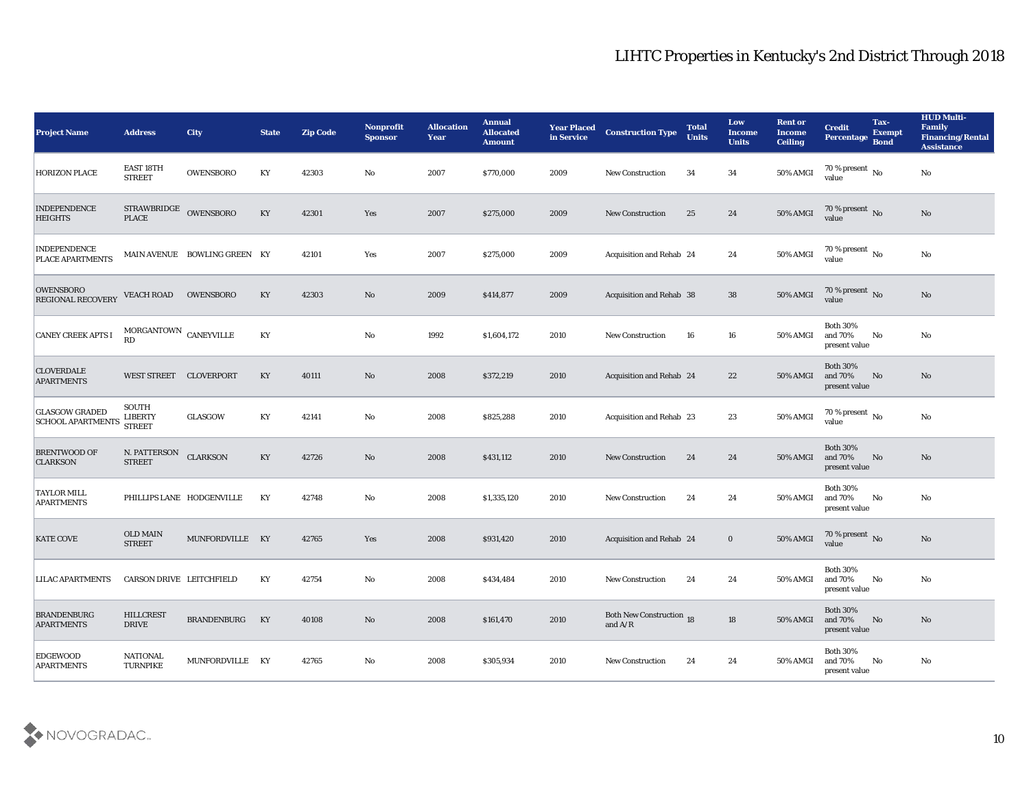# LIHTC Properties in Kentucky's 2nd District Through 2018

| Project Name | Address | City | State | Zip Code | Nonprofit Sponsor | Allocation Year | Annual Allocated Amount | Year Placed in Service | Construction Type | Total Units | Low Income Units | Rent or Income Ceiling | Credit Percentage | Tax-Exempt Bond | HUD Multi-Family Financing/Rental Assistance |
|---|---|---|---|---|---|---|---|---|---|---|---|---|---|---|---|
| HORIZON PLACE | EAST 18TH STREET | OWENSBORO | KY | 42303 | No | 2007 | $770,000 | 2009 | New Construction | 34 | 34 | 50% AMGI | 70 % present value | No | No |
| INDEPENDENCE HEIGHTS | STRAWBRIDGE PLACE | OWENSBORO | KY | 42301 | Yes | 2007 | $275,000 | 2009 | New Construction | 25 | 24 | 50% AMGI | 70 % present value | No | No |
| INDEPENDENCE PLACE APARTMENTS | MAIN AVENUE | BOWLING GREEN | KY | 42101 | Yes | 2007 | $275,000 | 2009 | Acquisition and Rehab | 24 | 24 | 50% AMGI | 70 % present value | No | No |
| OWENSBORO REGIONAL RECOVERY | VEACH ROAD | OWENSBORO | KY | 42303 | No | 2009 | $414,877 | 2009 | Acquisition and Rehab | 38 | 38 | 50% AMGI | 70 % present value | No | No |
| CANEY CREEK APTS I | MORGANTOWN RD | CANEYVILLE | KY | | No | 1992 | $1,604,172 | 2010 | New Construction | 16 | 16 | 50% AMGI | Both 30% and 70% present value | No | No |
| CLOVERDALE APARTMENTS | WEST STREET | CLOVERPORT | KY | 40111 | No | 2008 | $372,219 | 2010 | Acquisition and Rehab | 24 | 22 | 50% AMGI | Both 30% and 70% present value | No | No |
| GLASGOW GRADED SCHOOL APARTMENTS | SOUTH LIBERTY STREET | GLASGOW | KY | 42141 | No | 2008 | $825,288 | 2010 | Acquisition and Rehab | 23 | 23 | 50% AMGI | 70 % present value | No | No |
| BRENTWOOD OF CLARKSON | N. PATTERSON STREET | CLARKSON | KY | 42726 | No | 2008 | $431,112 | 2010 | New Construction | 24 | 24 | 50% AMGI | Both 30% and 70% present value | No | No |
| TAYLOR MILL APARTMENTS | PHILLIPS LANE | HODGENVILLE | KY | 42748 | No | 2008 | $1,335,120 | 2010 | New Construction | 24 | 24 | 50% AMGI | Both 30% and 70% present value | No | No |
| KATE COVE | OLD MAIN STREET | MUNFORDVILLE | KY | 42765 | Yes | 2008 | $931,420 | 2010 | Acquisition and Rehab | 24 | 0 | 50% AMGI | 70 % present value | No | No |
| LILAC APARTMENTS | CARSON DRIVE | LEITCHFIELD | KY | 42754 | No | 2008 | $434,484 | 2010 | New Construction | 24 | 24 | 50% AMGI | Both 30% and 70% present value | No | No |
| BRANDENBURG APARTMENTS | HILLCREST DRIVE | BRANDENBURG | KY | 40108 | No | 2008 | $161,470 | 2010 | Both New Construction and A/R | 18 | 18 | 50% AMGI | Both 30% and 70% present value | No | No |
| EDGEWOOD APARTMENTS | NATIONAL TURNPIKE | MUNFORDVILLE | KY | 42765 | No | 2008 | $305,934 | 2010 | New Construction | 24 | 24 | 50% AMGI | Both 30% and 70% present value | No | No |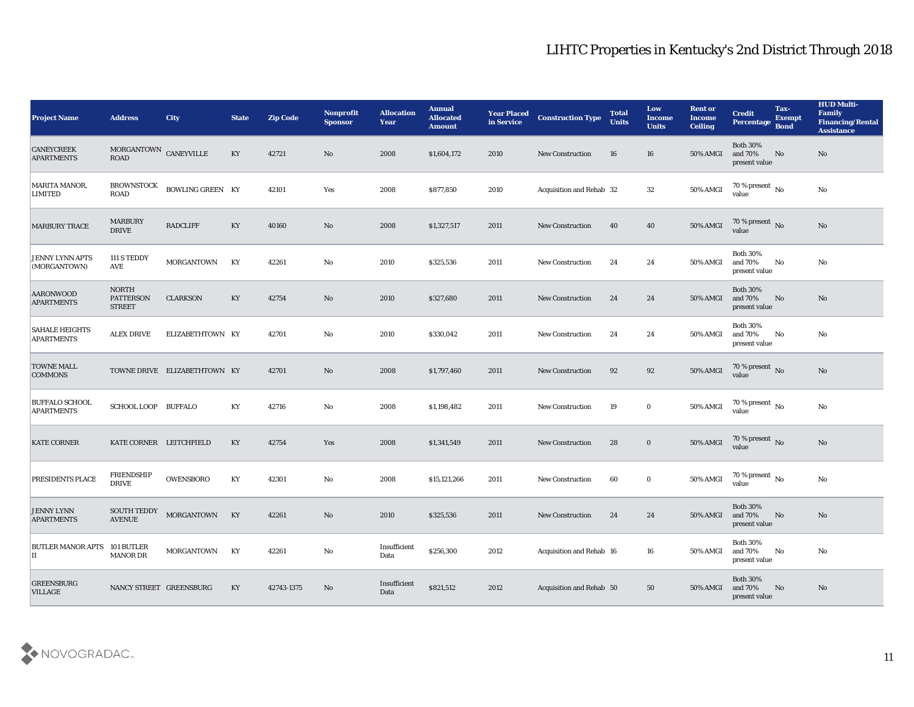# LIHTC Properties in Kentucky's 2nd District Through 2018

| Project Name | Address | City | State | Zip Code | Nonprofit Sponsor | Allocation Year | Annual Allocated Amount | Year Placed in Service | Construction Type | Total Units | Low Income Units | Rent or Income Ceiling | Credit Percentage | Tax-Exempt Bond | HUD Multi-Family Financing/Rental Assistance |
|---|---|---|---|---|---|---|---|---|---|---|---|---|---|---|---|
| CANEYCREEK APARTMENTS | MORGANTOWN ROAD | CANEYVILLE | KY | 42721 | No | 2008 | $1,604,172 | 2010 | New Construction | 16 | 16 | 50% AMGI | Both 30% and 70% present value | No | No |
| MARITA MANOR, LIMITED | BROWNSTOCK ROAD | BOWLING GREEN | KY | 42101 | Yes | 2008 | $877,850 | 2010 | Acquisition and Rehab | 32 | 32 | 50% AMGI | 70 % present value | No | No |
| MARBURY TRACE | MARBURY DRIVE | RADCLIFF | KY | 40160 | No | 2008 | $1,327,517 | 2011 | New Construction | 40 | 40 | 50% AMGI | 70 % present value | No | No |
| JENNY LYNN APTS (MORGANTOWN) | 111 S TEDDY AVE | MORGANTOWN | KY | 42261 | No | 2010 | $325,536 | 2011 | New Construction | 24 | 24 | 50% AMGI | Both 30% and 70% present value | No | No |
| AARONWOOD APARTMENTS | NORTH PATTERSON STREET | CLARKSON | KY | 42754 | No | 2010 | $327,680 | 2011 | New Construction | 24 | 24 | 50% AMGI | Both 30% and 70% present value | No | No |
| SAHALE HEIGHTS APARTMENTS | ALEX DRIVE | ELIZABETHTOWN | KY | 42701 | No | 2010 | $330,042 | 2011 | New Construction | 24 | 24 | 50% AMGI | Both 30% and 70% present value | No | No |
| TOWNE MALL COMMONS | TOWNE DRIVE | ELIZABETHTOWN | KY | 42701 | No | 2008 | $1,797,460 | 2011 | New Construction | 92 | 92 | 50% AMGI | 70 % present value | No | No |
| BUFFALO SCHOOL APARTMENTS | SCHOOL LOOP | BUFFALO | KY | 42716 | No | 2008 | $1,198,482 | 2011 | New Construction | 19 | 0 | 50% AMGI | 70 % present value | No | No |
| KATE CORNER | KATE CORNER | LEITCHFIELD | KY | 42754 | Yes | 2008 | $1,341,549 | 2011 | New Construction | 28 | 0 | 50% AMGI | 70 % present value | No | No |
| PRESIDENTS PLACE | FRIENDSHIP DRIVE | OWENSBORO | KY | 42301 | No | 2008 | $15,121,266 | 2011 | New Construction | 60 | 0 | 50% AMGI | 70 % present value | No | No |
| JENNY LYNN APARTMENTS | SOUTH TEDDY AVENUE | MORGANTOWN | KY | 42261 | No | 2010 | $325,536 | 2011 | New Construction | 24 | 24 | 50% AMGI | Both 30% and 70% present value | No | No |
| BUTLER MANOR APTS II | 101 BUTLER MANOR DR | MORGANTOWN | KY | 42261 | No | Insufficient Data | $256,300 | 2012 | Acquisition and Rehab | 16 | 16 | 50% AMGI | Both 30% and 70% present value | No | No |
| GREENSBURG VILLAGE | NANCY STREET | GREENSBURG | KY | 42743-1375 | No | Insufficient Data | $821,512 | 2012 | Acquisition and Rehab | 50 | 50 | 50% AMGI | Both 30% and 70% present value | No | No |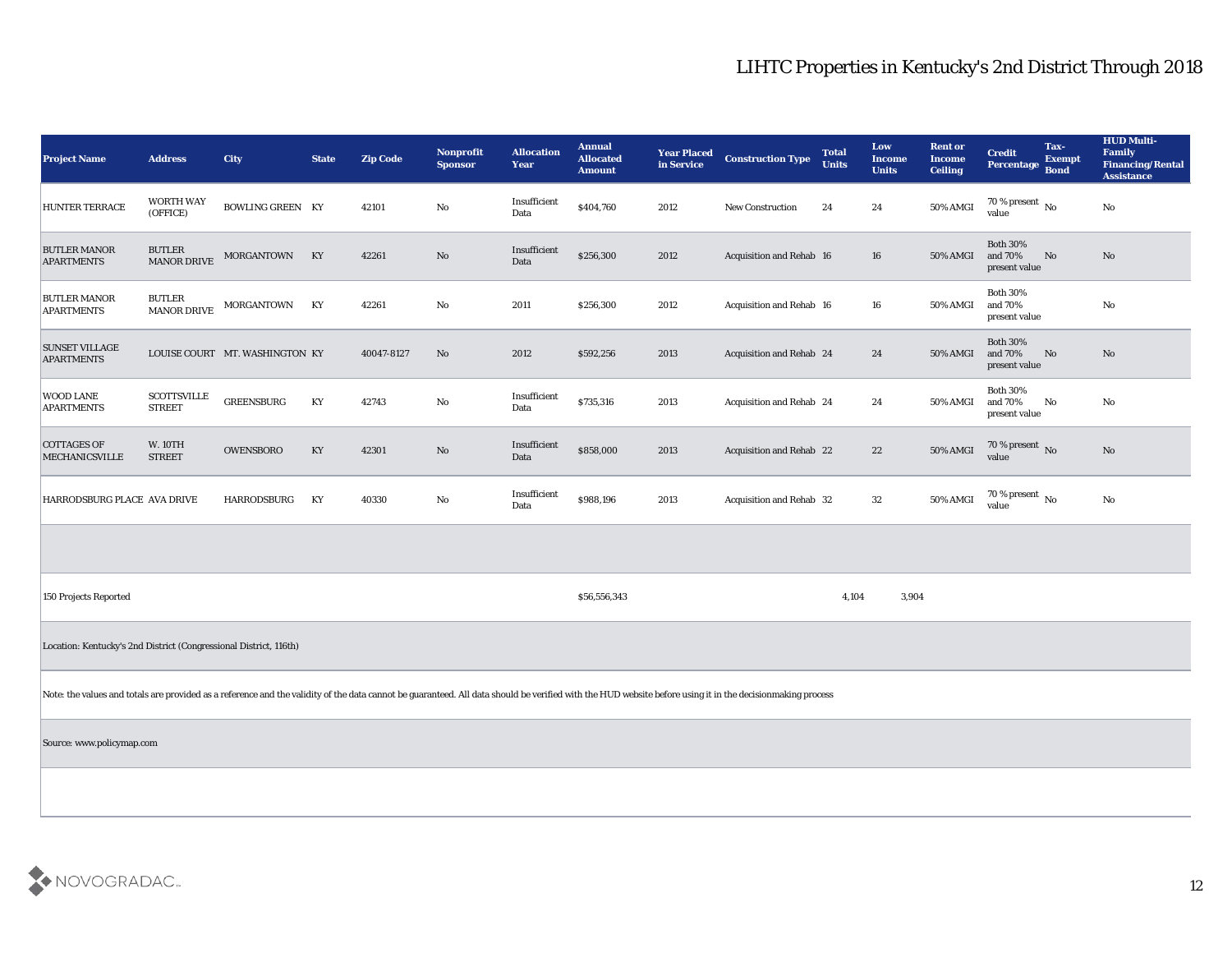| Project Name | Address | City | State | Zip Code | Nonprofit Sponsor | Allocation Year | Annual Allocated Amount | Year Placed in Service | Construction Type | Total Units | Low Income Units | Rent or Income Ceiling | Credit Percentage | Tax-Exempt Bond | HUD Multi-Family Financing/Rental Assistance |
|---|---|---|---|---|---|---|---|---|---|---|---|---|---|---|---|
| HUNTER TERRACE | WORTH WAY (OFFICE) | BOWLING GREEN | KY | 42101 | No | Insufficient Data | $404,760 | 2012 | New Construction | 24 | 24 | 50% AMGI | 70 % present value | No | No |
| BUTLER MANOR APARTMENTS | BUTLER MANOR DRIVE | MORGANTOWN | KY | 42261 | No | Insufficient Data | $256,300 | 2012 | Acquisition and Rehab | 16 | 16 | 50% AMGI | Both 30% and 70% present value | No | No |
| BUTLER MANOR APARTMENTS | BUTLER MANOR DRIVE | MORGANTOWN | KY | 42261 | No | 2011 | $256,300 | 2012 | Acquisition and Rehab | 16 | 16 | 50% AMGI | Both 30% and 70% present value | | No |
| SUNSET VILLAGE APARTMENTS | LOUISE COURT | MT. WASHINGTON | KY | 40047-8127 | No | 2012 | $592,256 | 2013 | Acquisition and Rehab | 24 | 24 | 50% AMGI | Both 30% and 70% present value | No | No |
| WOOD LANE APARTMENTS | SCOTTSVILLE STREET | GREENSBURG | KY | 42743 | No | Insufficient Data | $735,316 | 2013 | Acquisition and Rehab | 24 | 24 | 50% AMGI | Both 30% and 70% present value | No | No |
| COTTAGES OF MECHANICSVILLE | W. 10TH STREET | OWENSBORO | KY | 42301 | No | Insufficient Data | $858,000 | 2013 | Acquisition and Rehab | 22 | 22 | 50% AMGI | 70 % present value | No | No |
| HARRODSBURG PLACE | AVA DRIVE | HARRODSBURG | KY | 40330 | No | Insufficient Data | $988,196 | 2013 | Acquisition and Rehab | 32 | 32 | 50% AMGI | 70 % present value | No | No |
| | | | | | | | | | | | | | | | |
| 150 Projects Reported | | | | | | | $56,556,343 | | | 4,104 | 3,904 | | | | |

Location: Kentucky's 2nd District (Congressional District, 116th)

Note: the values and totals are provided as a reference and the validity of the data cannot be guaranteed. All data should be verified with the HUD website before using it in the decisionmaking process

Source: www.policymap.com